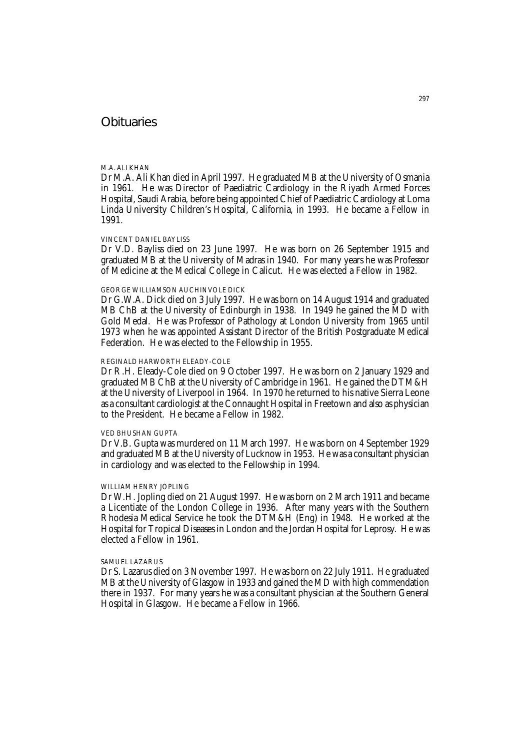# Obituaries

### M.A. ALI KHAN

Dr M.A. Ali Khan died in April 1997. He graduated MB at the University of Osmania in 1961. He was Director of Paediatric Cardiology in the Riyadh Armed Forces Hospital, Saudi Arabia, before being appointed Chief of Paediatric Cardiology at Loma Linda University Children's Hospital, California, in 1993. He became a Fellow in 1991.

### VINCENT DANIEL BAYLISS

Dr V.D. Bayliss died on 23 June 1997. He was born on 26 September 1915 and graduated MB at the University of Madras in 1940. For many years he was Professor of Medicine at the Medical College in Calicut. He was elected a Fellow in 1982.

### GEORGE WILLIAMSON AUCHINVOLE DICK

Dr G.W.A. Dick died on 3 July 1997. He was born on 14 August 1914 and graduated MB ChB at the University of Edinburgh in 1938. In 1949 he gained the MD with Gold Medal. He was Professor of Pathology at London University from 1965 until 1973 when he was appointed Assistant Director of the British Postgraduate Medical Federation. He was elected to the Fellowship in 1955.

### REGINALD HARWORTH ELEADY-COLE

Dr R.H. Eleady-Cole died on 9 October 1997. He was born on 2 January 1929 and graduated MB ChB at the University of Cambridge in 1961. He gained the DTM&H at the University of Liverpool in 1964. In 1970 he returned to his native Sierra Leone as a consultant cardiologist at the Connaught Hospital in Freetown and also as physician to the President. He became a Fellow in 1982.

### VED BHUSHAN GUPTA

Dr V.B. Gupta was murdered on 11 March 1997. He was born on 4 September 1929 and graduated MB at the University of Lucknow in 1953. He was a consultant physician in cardiology and was elected to the Fellowship in 1994.

### WILLIAM HENRY JOPLING

Dr W.H. Jopling died on 21 August 1997. He was born on 2 March 1911 and became a Licentiate of the London College in 1936. After many years with the Southern Rhodesia Medical Service he took the DTM&H (Eng) in 1948. He worked at the Hospital for Tropical Diseases in London and the Jordan Hospital for Leprosy. He was elected a Fellow in 1961.

### SAMUEL LAZARUS

Dr S. Lazarus died on 3 November 1997. He was born on 22 July 1911. He graduated MB at the University of Glasgow in 1933 and gained the MD with high commendation there in 1937. For many years he was a consultant physician at the Southern General Hospital in Glasgow. He became a Fellow in 1966.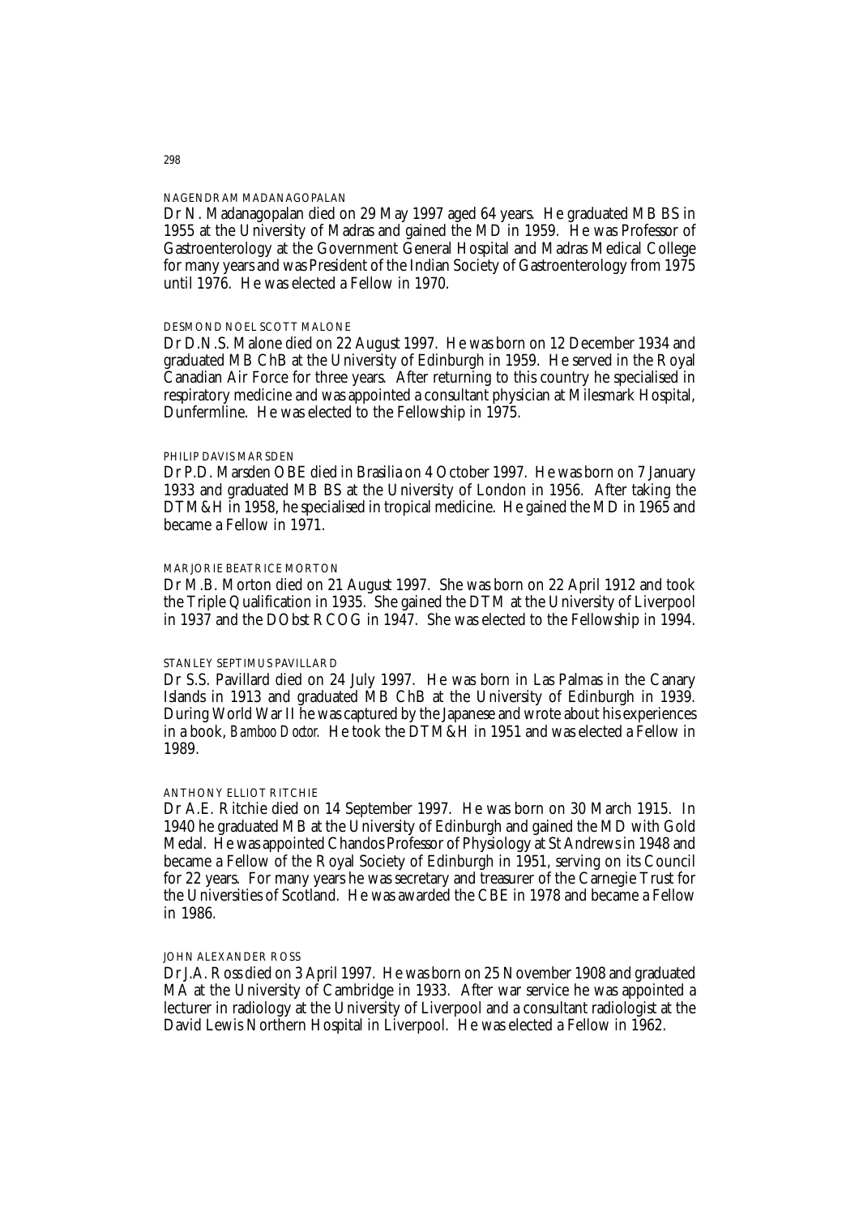### NAGENDRAM MADANAGOPALAN

Dr N. Madanagopalan died on 29 May 1997 aged 64 years. He graduated MB BS in 1955 at the University of Madras and gained the MD in 1959. He was Professor of Gastroenterology at the Government General Hospital and Madras Medical College for many years and was President of the Indian Society of Gastroenterology from 1975 until 1976. He was elected a Fellow in 1970.

### DESMOND NOEL SCOTT MALONE

Dr D.N.S. Malone died on 22 August 1997. He was born on 12 December 1934 and graduated MB ChB at the University of Edinburgh in 1959. He served in the Royal Canadian Air Force for three years. After returning to this country he specialised in respiratory medicine and was appointed a consultant physician at Milesmark Hospital, Dunfermline. He was elected to the Fellowship in 1975.

### PHILIP DAVIS MARSDEN

Dr P.D. Marsden OBE died in Brasilia on 4 October 1997. He was born on 7 January 1933 and graduated MB BS at the University of London in 1956. After taking the DTM&H in 1958, he specialised in tropical medicine. He gained the MD in 1965 and became a Fellow in 1971.

### MARJORIE BEATRICE MORTON

Dr M.B. Morton died on 21 August 1997. She was born on 22 April 1912 and took the Triple Qualification in 1935. She gained the DTM at the University of Liverpool in 1937 and the DObst RCOG in 1947. She was elected to the Fellowship in 1994.

### STANLEY SEPTIMUS PAVILLARD

Dr S.S. Pavillard died on 24 July 1997. He was born in Las Palmas in the Canary Islands in 1913 and graduated MB ChB at the University of Edinburgh in 1939. During World War II he was captured by the Japanese and wrote about his experiences in a book, *Bamboo Doctor.* He took the DTM&H in 1951 and was elected a Fellow in 1989.

### ANTHONY ELLIOT RITCHIE

Dr A.E. Ritchie died on 14 September 1997. He was born on 30 March 1915. In 1940 he graduated MB at the University of Edinburgh and gained the MD with Gold Medal. He was appointed Chandos Professor of Physiology at St Andrews in 1948 and became a Fellow of the Royal Society of Edinburgh in 1951, serving on its Council for 22 years. For many years he was secretary and treasurer of the Carnegie Trust for the Universities of Scotland. He was awarded the CBE in 1978 and became a Fellow in 1986.

### JOHN ALEXANDER ROSS

Dr J.A. Ross died on 3 April 1997. He was born on 25 November 1908 and graduated MA at the University of Cambridge in 1933. After war service he was appointed a lecturer in radiology at the University of Liverpool and a consultant radiologist at the David Lewis Northern Hospital in Liverpool. He was elected a Fellow in 1962.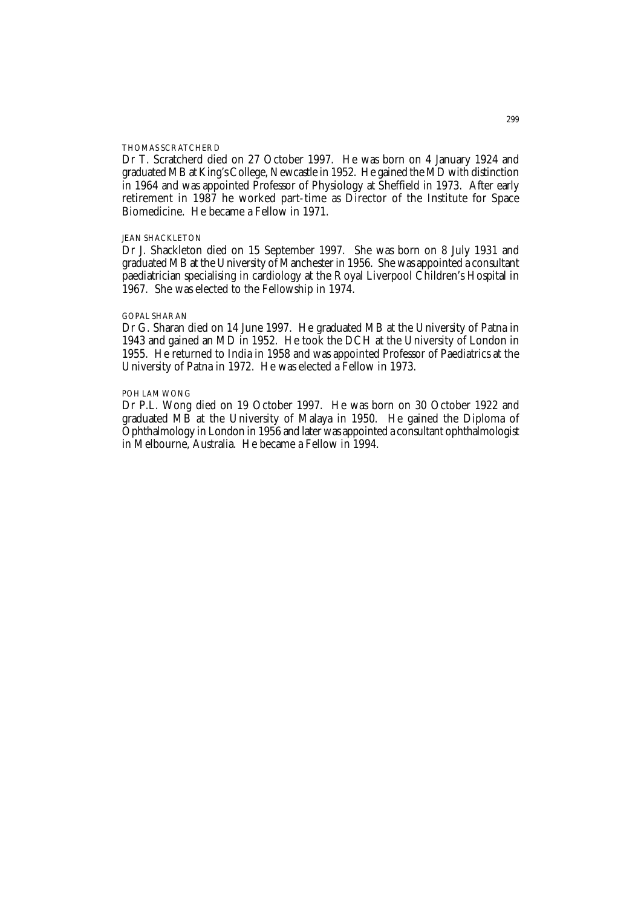### THOMAS SCRATCHERD

Dr T. Scratcherd died on 27 October 1997. He was born on 4 January 1924 and graduated MB at King's College, Newcastle in 1952. He gained the MD with distinction in 1964 and was appointed Professor of Physiology at Sheffield in 1973. After early retirement in 1987 he worked part-time as Director of the Institute for Space Biomedicine. He became a Fellow in 1971.

### JEAN SHACKLETON

Dr J. Shackleton died on 15 September 1997. She was born on 8 July 1931 and graduated MB at the University of Manchester in 1956. She was appointed a consultant paediatrician specialising in cardiology at the Royal Liverpool Children's Hospital in 1967. She was elected to the Fellowship in 1974.

### GOPAL SHARAN

Dr G. Sharan died on 14 June 1997. He graduated MB at the University of Patna in 1943 and gained an MD in 1952. He took the DCH at the University of London in 1955. He returned to India in 1958 and was appointed Professor of Paediatrics at the University of Patna in 1972. He was elected a Fellow in 1973.

### POH LAM WONG

Dr P.L. Wong died on 19 October 1997. He was born on 30 October 1922 and graduated MB at the University of Malaya in 1950. He gained the Diploma of Ophthalmology in London in 1956 and later was appointed a consultant ophthalmologist in Melbourne, Australia. He became a Fellow in 1994.